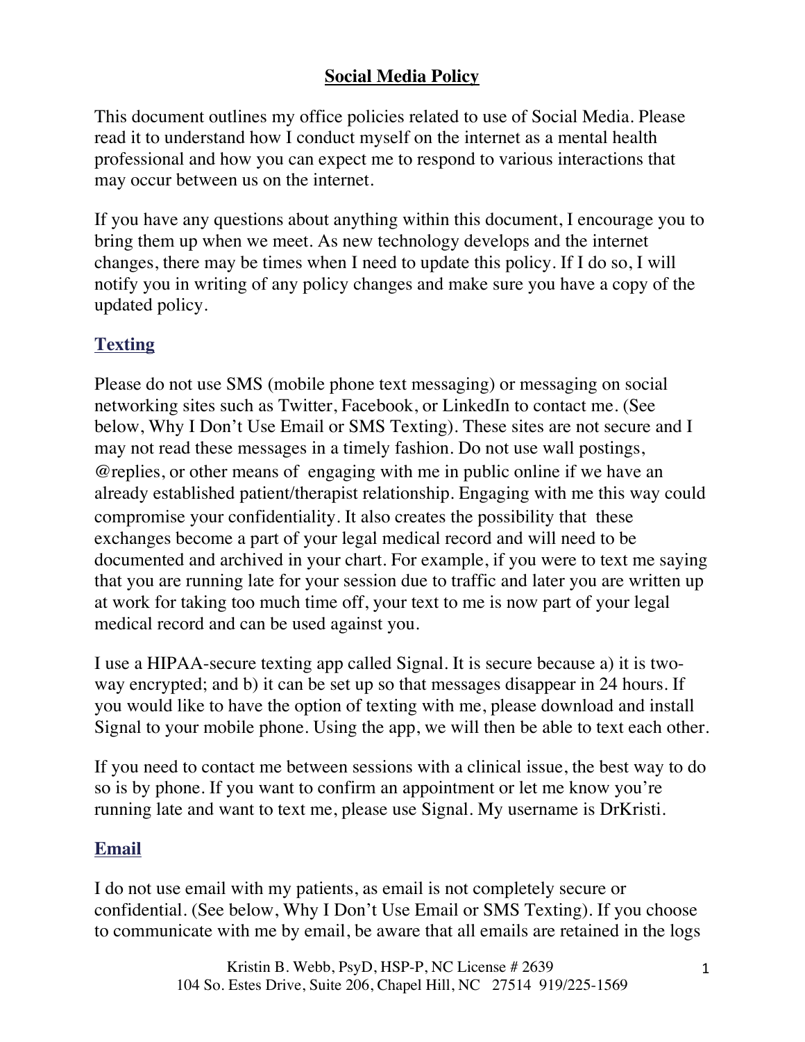# Social Media Policy

This document outlines my office policies related to use of Social Media. Please read it to understand how I conduct myself on the internet as a mental health professional and how you can expect me to respond to various interactions that may occur between us on the internet.

If you have any questions about anything within this document, I encourage you to bring them up when we meet. As new technology develops and the internet changes, there may be times when I need to update this policy. If I do so, I will notify you in writing of any policy changes and make sure you have a copy of the updated policy.

## Texting

Please do not use SMS (mobile phone text messaging) or messaging on social networking sites such as Twitter, Facebook, or LinkedIn to contact me. (See below, Why I Don't Use Email or SMS Texting). These sites are not secure and I may not read these messages in a timely fashion. Do not use wall postings, @replies, or other means of engaging with me in public online if we have an already established patient/therapist relationship. Engaging with me this way could compromise your confidentiality. It also creates the possibility that these exchanges become a part of your legal medical record and will need to be documented and archived in your chart. For example, if you were to text me saying that you are running late for your session due to traffic and later you are written up at work for taking too much time off, your text to me is now part of your legal medical record and can be used against you.

I use a HIPAA-secure texting app called Signal. It is secure because a) it is two-way encrypted; and b) it can be set up so that messages disappear in 24 hours. If you would like to have the option of texting with me, please download and install Signal to your mobile phone. Using the app, we will then be able to text each other.

If you need to contact me between sessions with a clinical issue, the best way to do so is by phone. If you want to confirm an appointment or let me know you're running late and want to text me, please use Signal. My username is DrKristi.

## Email

I do not use email with my patients, as email is not completely secure or confidential. (See below, Why I Don't Use Email or SMS Texting). If you choose to communicate with me by email, be aware that all emails are retained in the logs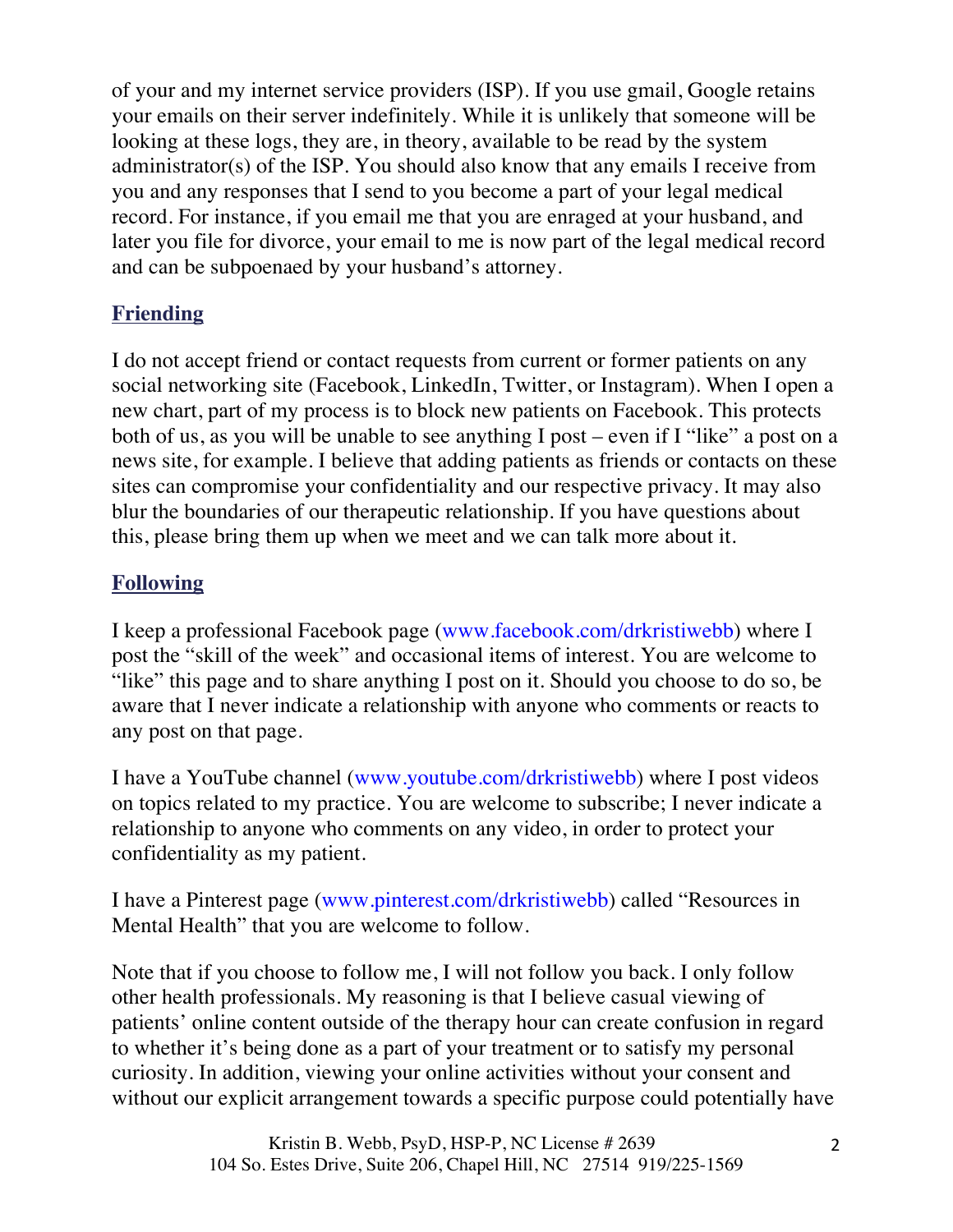of your and my internet service providers (ISP). If you use gmail, Google retains your emails on their server indefinitely. While it is unlikely that someone will be looking at these logs, they are, in theory, available to be read by the system administrator(s) of the ISP. You should also know that any emails I receive from you and any responses that I send to you become a part of your legal medical record. For instance, if you email me that you are enraged at your husband, and later you file for divorce, your email to me is now part of the legal medical record and can be subpoenaed by your husband's attorney.

## Friending

I do not accept friend or contact requests from current or former patients on any social networking site (Facebook, LinkedIn, Twitter, or Instagram). When I open a new chart, part of my process is to block new patients on Facebook. This protects both of us, as you will be unable to see anything I post – even if I "like" a post on a news site, for example. I believe that adding patients as friends or contacts on these sites can compromise your confidentiality and our respective privacy. It may also blur the boundaries of our therapeutic relationship. If you have questions about this, please bring them up when we meet and we can talk more about it.

## Following

I keep a professional Facebook page (www.facebook.com/drkristiwebb) where I post the "skill of the week" and occasional items of interest. You are welcome to "like" this page and to share anything I post on it. Should you choose to do so, be aware that I never indicate a relationship with anyone who comments or reacts to any post on that page.

I have a YouTube channel (www.youtube.com/drkristiwebb) where I post videos on topics related to my practice. You are welcome to subscribe; I never indicate a relationship to anyone who comments on any video, in order to protect your confidentiality as my patient.

I have a Pinterest page (www.pinterest.com/drkristiwebb) called "Resources in Mental Health" that you are welcome to follow.

Note that if you choose to follow me, I will not follow you back. I only follow other health professionals. My reasoning is that I believe casual viewing of patients' online content outside of the therapy hour can create confusion in regard to whether it's being done as a part of your treatment or to satisfy my personal curiosity. In addition, viewing your online activities without your consent and without our explicit arrangement towards a specific purpose could potentially have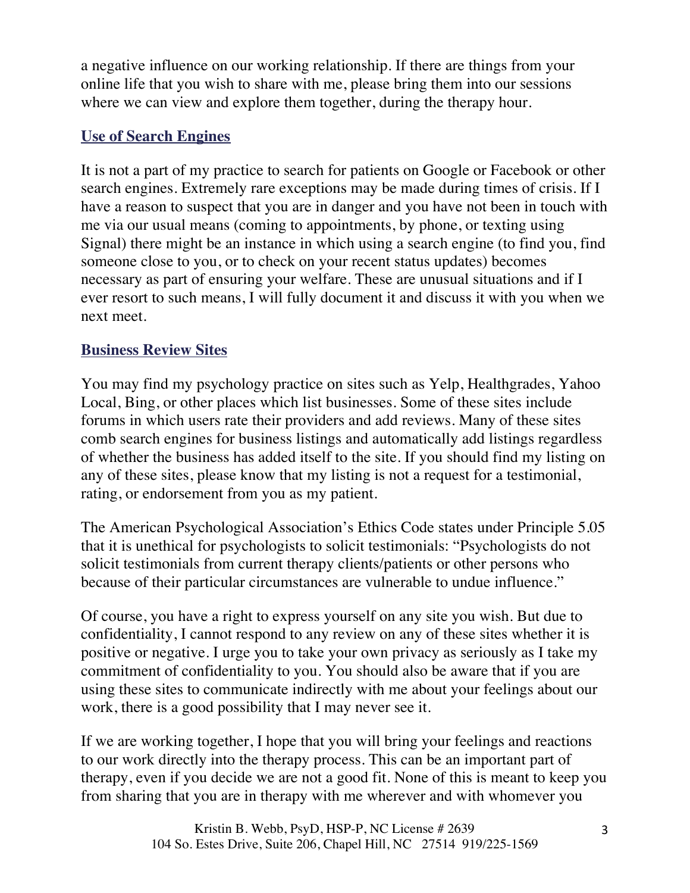a negative influence on our working relationship. If there are things from your online life that you wish to share with me, please bring them into our sessions where we can view and explore them together, during the therapy hour.

## Use of Search Engines

It is not a part of my practice to search for patients on Google or Facebook or other search engines. Extremely rare exceptions may be made during times of crisis. If I have a reason to suspect that you are in danger and you have not been in touch with me via our usual means (coming to appointments, by phone, or texting using Signal) there might be an instance in which using a search engine (to find you, find someone close to you, or to check on your recent status updates) becomes necessary as part of ensuring your welfare. These are unusual situations and if I ever resort to such means, I will fully document it and discuss it with you when we next meet.

## Business Review Sites

You may find my psychology practice on sites such as Yelp, Healthgrades, Yahoo Local, Bing, or other places which list businesses. Some of these sites include forums in which users rate their providers and add reviews. Many of these sites comb search engines for business listings and automatically add listings regardless of whether the business has added itself to the site. If you should find my listing on any of these sites, please know that my listing is not a request for a testimonial, rating, or endorsement from you as my patient.

The American Psychological Association's Ethics Code states under Principle 5.05 that it is unethical for psychologists to solicit testimonials: "Psychologists do not solicit testimonials from current therapy clients/patients or other persons who because of their particular circumstances are vulnerable to undue influence."

Of course, you have a right to express yourself on any site you wish. But due to confidentiality, I cannot respond to any review on any of these sites whether it is positive or negative. I urge you to take your own privacy as seriously as I take my commitment of confidentiality to you. You should also be aware that if you are using these sites to communicate indirectly with me about your feelings about our work, there is a good possibility that I may never see it.

If we are working together, I hope that you will bring your feelings and reactions to our work directly into the therapy process. This can be an important part of therapy, even if you decide we are not a good fit. None of this is meant to keep you from sharing that you are in therapy with me wherever and with whomever you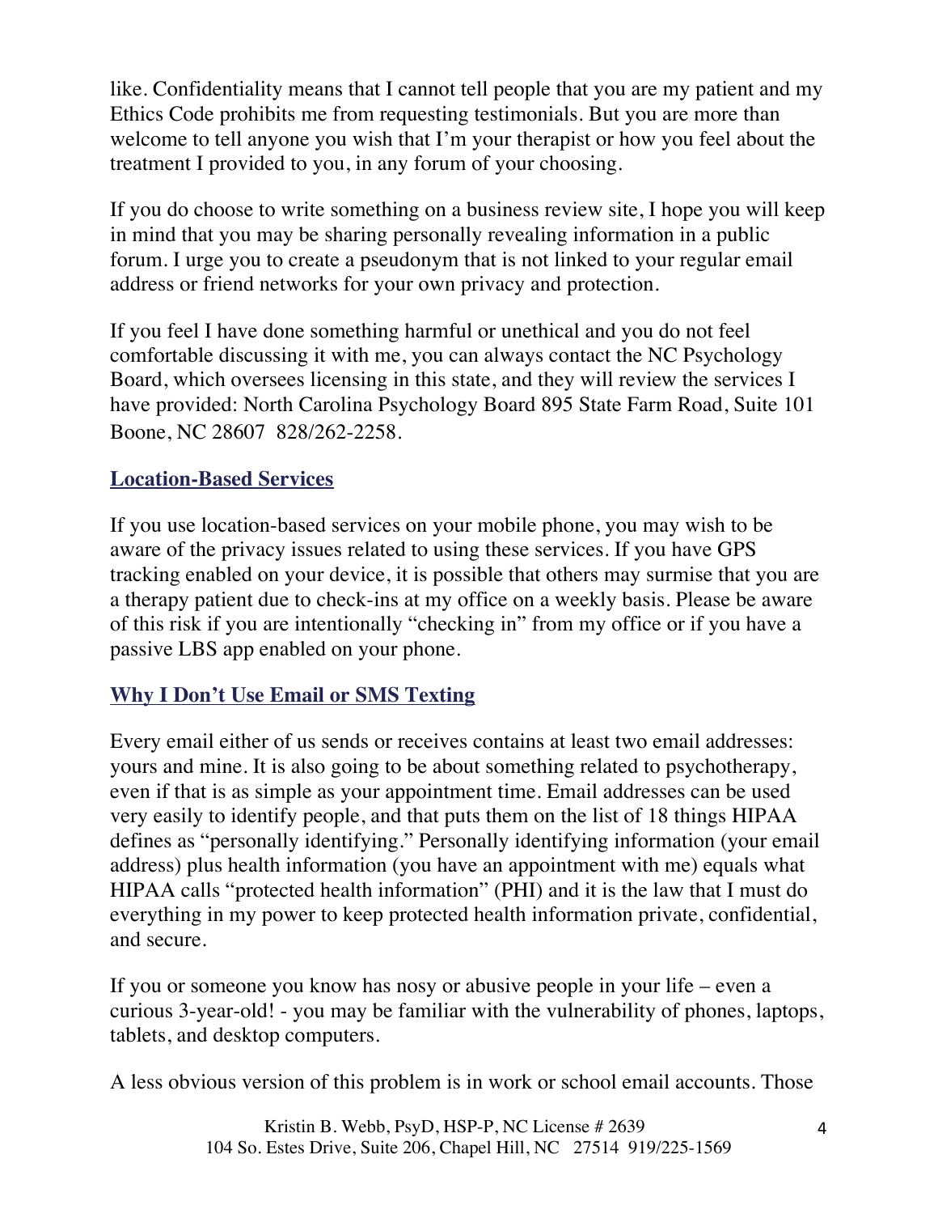like. Confidentiality means that I cannot tell people that you are my patient and my Ethics Code prohibits me from requesting testimonials. But you are more than welcome to tell anyone you wish that I'm your therapist or how you feel about the treatment I provided to you, in any forum of your choosing.

If you do choose to write something on a business review site, I hope you will keep in mind that you may be sharing personally revealing information in a public forum. I urge you to create a pseudonym that is not linked to your regular email address or friend networks for your own privacy and protection.

If you feel I have done something harmful or unethical and you do not feel comfortable discussing it with me, you can always contact the NC Psychology Board, which oversees licensing in this state, and they will review the services I have provided: North Carolina Psychology Board 895 State Farm Road, Suite 101 Boone, NC 28607 828/262-2258.

## Location-Based Services

If you use location-based services on your mobile phone, you may wish to be aware of the privacy issues related to using these services. If you have GPS tracking enabled on your device, it is possible that others may surmise that you are a therapy patient due to check-ins at my office on a weekly basis. Please be aware of this risk if you are intentionally "checking in" from my office or if you have a passive LBS app enabled on your phone.

## Why I Don't Use Email or SMS Texting

Every email either of us sends or receives contains at least two email addresses: yours and mine. It is also going to be about something related to psychotherapy, even if that is as simple as your appointment time. Email addresses can be used very easily to identify people, and that puts them on the list of 18 things HIPAA defines as "personally identifying." Personally identifying information (your email address) plus health information (you have an appointment with me) equals what HIPAA calls "protected health information" (PHI) and it is the law that I must do everything in my power to keep protected health information private, confidential, and secure.

If you or someone you know has nosy or abusive people in your life – even a curious 3-year-old! - you may be familiar with the vulnerability of phones, laptops, tablets, and desktop computers.

A less obvious version of this problem is in work or school email accounts. Those

Kristin B. Webb, PsyD, HSP-P, NC License # 2639
104 So. Estes Drive, Suite 206, Chapel Hill, NC 27514 919/225-1569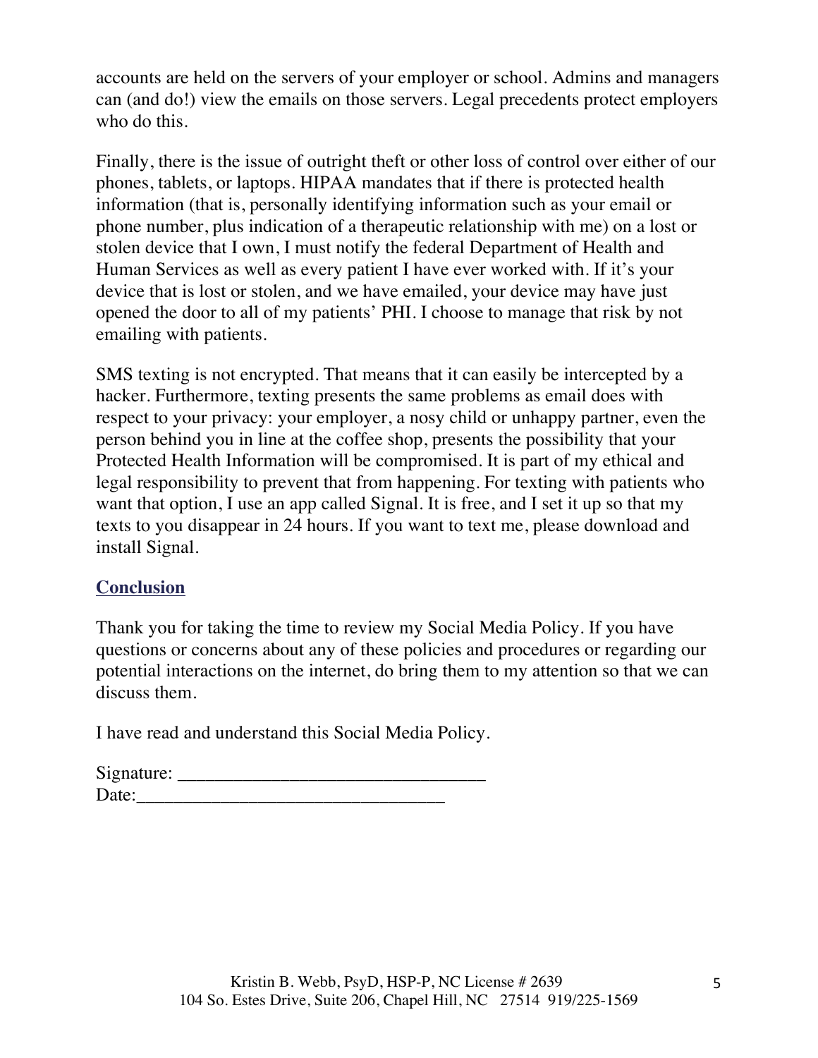accounts are held on the servers of your employer or school. Admins and managers can (and do!) view the emails on those servers. Legal precedents protect employers who do this.

Finally, there is the issue of outright theft or other loss of control over either of our phones, tablets, or laptops. HIPAA mandates that if there is protected health information (that is, personally identifying information such as your email or phone number, plus indication of a therapeutic relationship with me) on a lost or stolen device that I own, I must notify the federal Department of Health and Human Services as well as every patient I have ever worked with. If it's your device that is lost or stolen, and we have emailed, your device may have just opened the door to all of my patients' PHI. I choose to manage that risk by not emailing with patients.

SMS texting is not encrypted. That means that it can easily be intercepted by a hacker. Furthermore, texting presents the same problems as email does with respect to your privacy: your employer, a nosy child or unhappy partner, even the person behind you in line at the coffee shop, presents the possibility that your Protected Health Information will be compromised. It is part of my ethical and legal responsibility to prevent that from happening. For texting with patients who want that option, I use an app called Signal. It is free, and I set it up so that my texts to you disappear in 24 hours. If you want to text me, please download and install Signal.

## Conclusion

Thank you for taking the time to review my Social Media Policy. If you have questions or concerns about any of these policies and procedures or regarding our potential interactions on the internet, do bring them to my attention so that we can discuss them.

I have read and understand this Social Media Policy.

Signature: ________________________________
Date:________________________________

Kristin B. Webb, PsyD, HSP-P, NC License # 2639
104 So. Estes Drive, Suite 206, Chapel Hill, NC 27514 919/225-1569